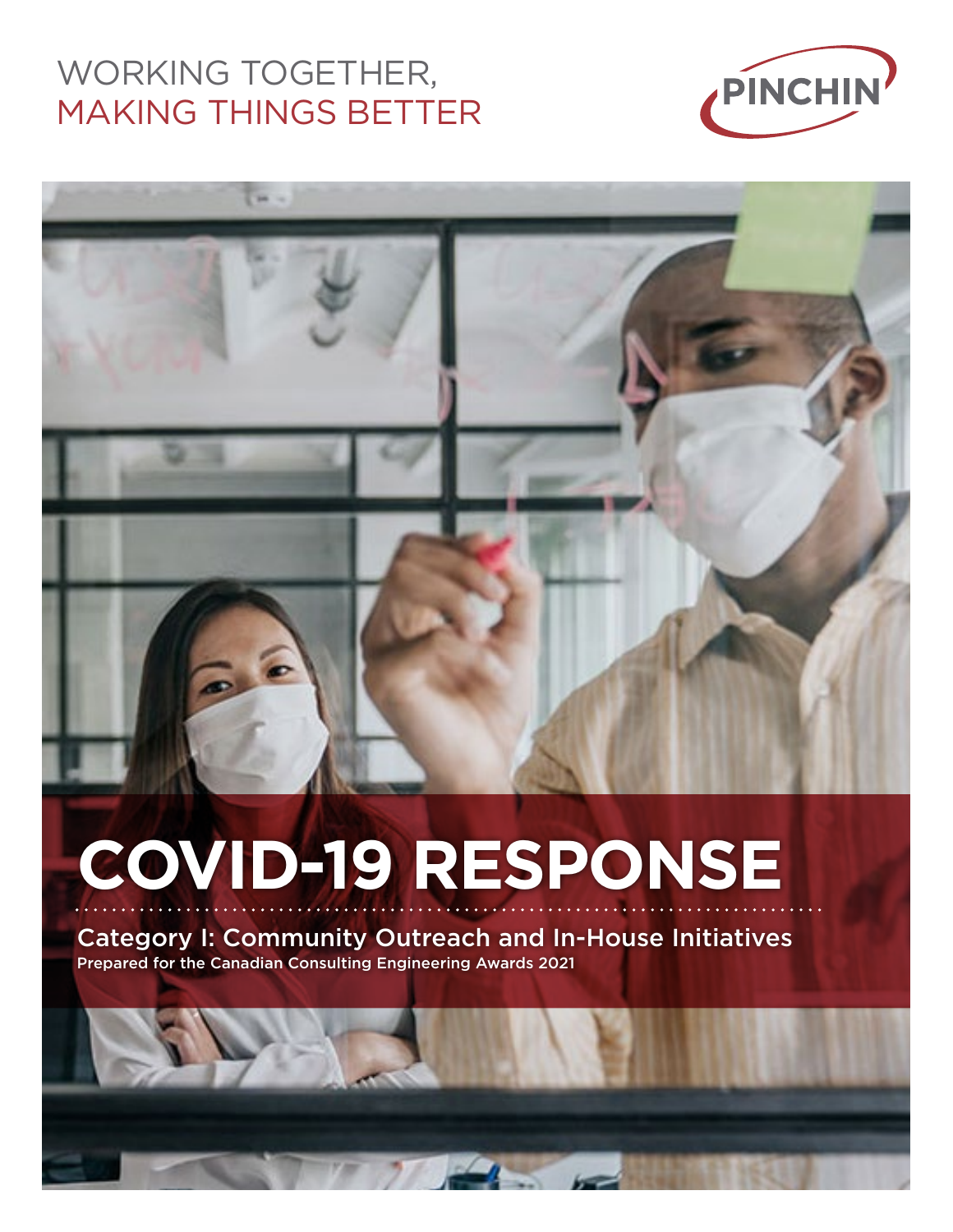WORKING TOGETHER,
MAKING THINGS BETTER

PINCHIN

# COVID-19 RESPONSE

## Category I: Community Outreach and In-House Initiatives

Prepared for the Canadian Consulting Engineering Awards 2021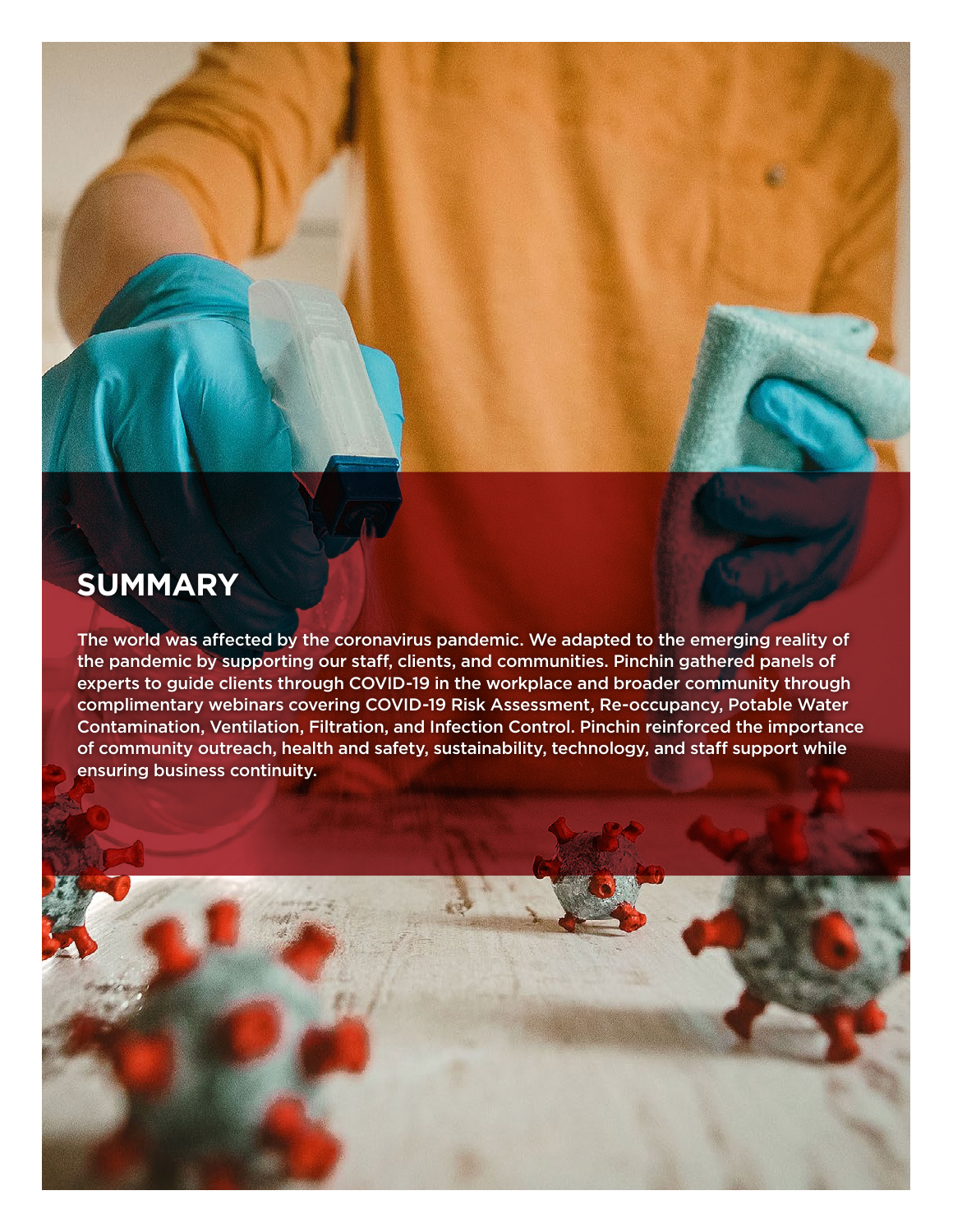## SUMMARY

The world was affected by the coronavirus pandemic. We adapted to the emerging reality of the pandemic by supporting our staff, clients, and communities. Pinchin gathered panels of experts to guide clients through COVID-19 in the workplace and broader community through complimentary webinars covering COVID-19 Risk Assessment, Re-occupancy, Potable Water Contamination, Ventilation, Filtration, and Infection Control. Pinchin reinforced the importance of community outreach, health and safety, sustainability, technology, and staff support while ensuring business continuity.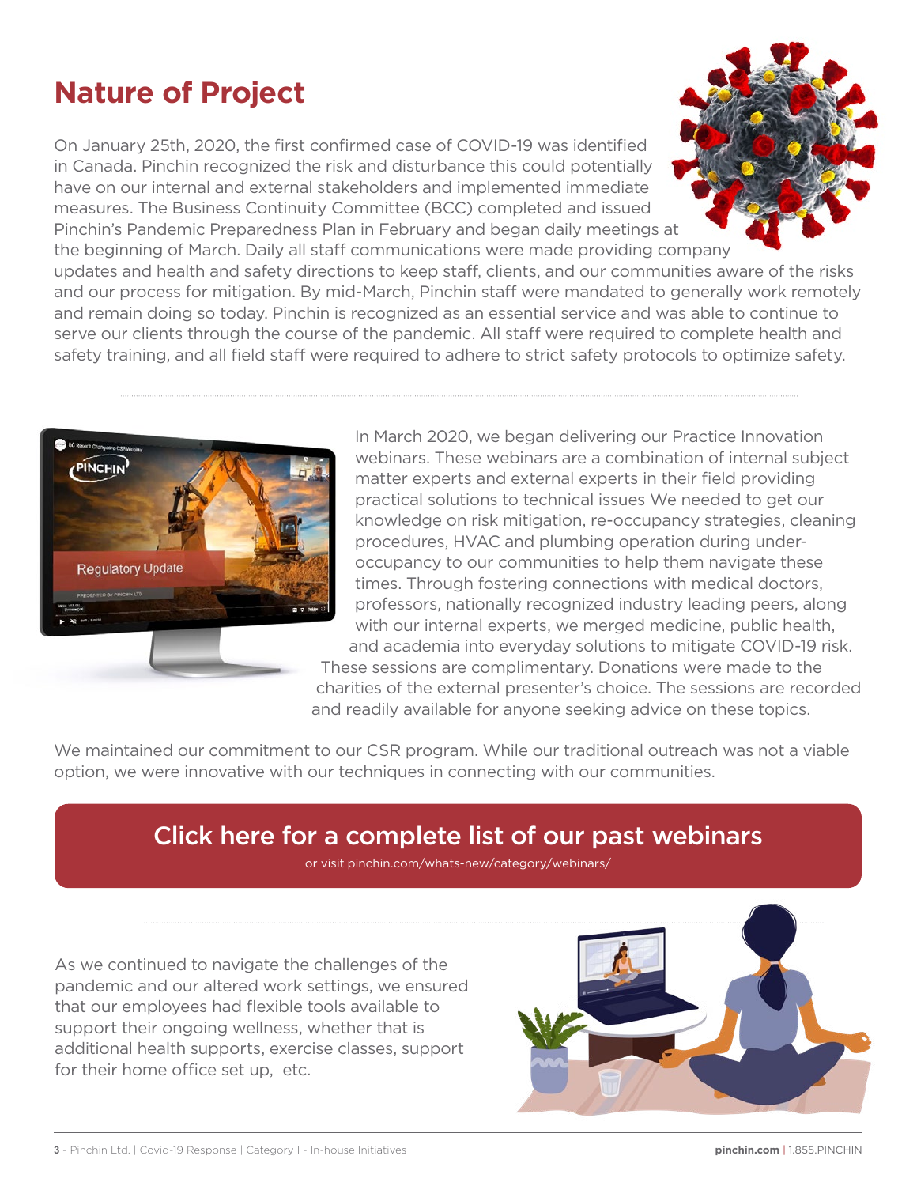# Nature of Project

On January 25th, 2020, the first confirmed case of COVID-19 was identified in Canada. Pinchin recognized the risk and disturbance this could potentially have on our internal and external stakeholders and implemented immediate measures. The Business Continuity Committee (BCC) completed and issued Pinchin's Pandemic Preparedness Plan in February and began daily meetings at the beginning of March. Daily all staff communications were made providing company updates and health and safety directions to keep staff, clients, and our communities aware of the risks and our process for mitigation. By mid-March, Pinchin staff were mandated to generally work remotely and remain doing so today. Pinchin is recognized as an essential service and was able to continue to serve our clients through the course of the pandemic. All staff were required to complete health and safety training, and all field staff were required to adhere to strict safety protocols to optimize safety.

In March 2020, we began delivering our Practice Innovation webinars. These webinars are a combination of internal subject matter experts and external experts in their field providing practical solutions to technical issues We needed to get our knowledge on risk mitigation, re-occupancy strategies, cleaning procedures, HVAC and plumbing operation during under-occupancy to our communities to help them navigate these times. Through fostering connections with medical doctors, professors, nationally recognized industry leading peers, along with our internal experts, we merged medicine, public health, and academia into everyday solutions to mitigate COVID-19 risk. These sessions are complimentary. Donations were made to the charities of the external presenter's choice. The sessions are recorded and readily available for anyone seeking advice on these topics.

We maintained our commitment to our CSR program. While our traditional outreach was not a viable option, we were innovative with our techniques in connecting with our communities.

**Click here for a complete list of our past webinars**

or visit pinchin.com/whats-new/category/webinars/

As we continued to navigate the challenges of the pandemic and our altered work settings, we ensured that our employees had flexible tools available to support their ongoing wellness, whether that is additional health supports, exercise classes, support for their home office set up, etc.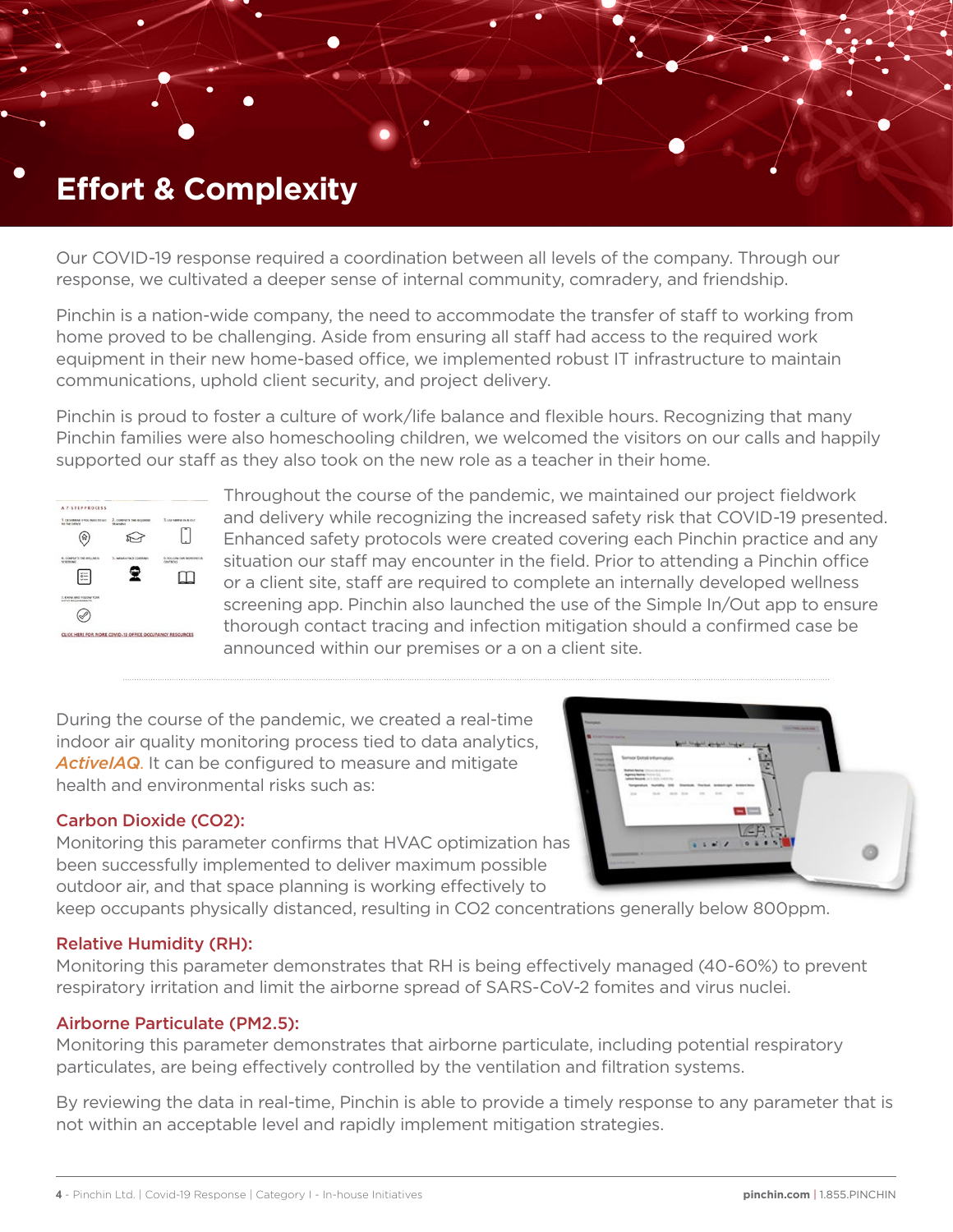# Effort & Complexity

Our COVID-19 response required a coordination between all levels of the company. Through our response, we cultivated a deeper sense of internal community, comradery, and friendship.

Pinchin is a nation-wide company, the need to accommodate the transfer of staff to working from home proved to be challenging. Aside from ensuring all staff had access to the required work equipment in their new home-based office, we implemented robust IT infrastructure to maintain communications, uphold client security, and project delivery.

Pinchin is proud to foster a culture of work/life balance and flexible hours. Recognizing that many Pinchin families were also homeschooling children, we welcomed the visitors on our calls and happily supported our staff as they also took on the new role as a teacher in their home.

Throughout the course of the pandemic, we maintained our project fieldwork and delivery while recognizing the increased safety risk that COVID-19 presented. Enhanced safety protocols were created covering each Pinchin practice and any situation our staff may encounter in the field. Prior to attending a Pinchin office or a client site, staff are required to complete an internally developed wellness screening app. Pinchin also launched the use of the Simple In/Out app to ensure thorough contact tracing and infection mitigation should a confirmed case be announced within our premises or a on a client site.

During the course of the pandemic, we created a real-time indoor air quality monitoring process tied to data analytics, *ActiveIAQ*. It can be configured to measure and mitigate health and environmental risks such as:

### Carbon Dioxide ($CO_2$):

Monitoring this parameter confirms that HVAC optimization has been successfully implemented to deliver maximum possible outdoor air, and that space planning is working effectively to keep occupants physically distanced, resulting in $CO_2$ concentrations generally below 800ppm.

### Relative Humidity (RH):

Monitoring this parameter demonstrates that RH is being effectively managed (40-60%) to prevent respiratory irritation and limit the airborne spread of SARS-CoV-2 fomites and virus nuclei.

### Airborne Particulate (PM2.5):

Monitoring this parameter demonstrates that airborne particulate, including potential respiratory particulates, are being effectively controlled by the ventilation and filtration systems.

By reviewing the data in real-time, Pinchin is able to provide a timely response to any parameter that is not within an acceptable level and rapidly implement mitigation strategies.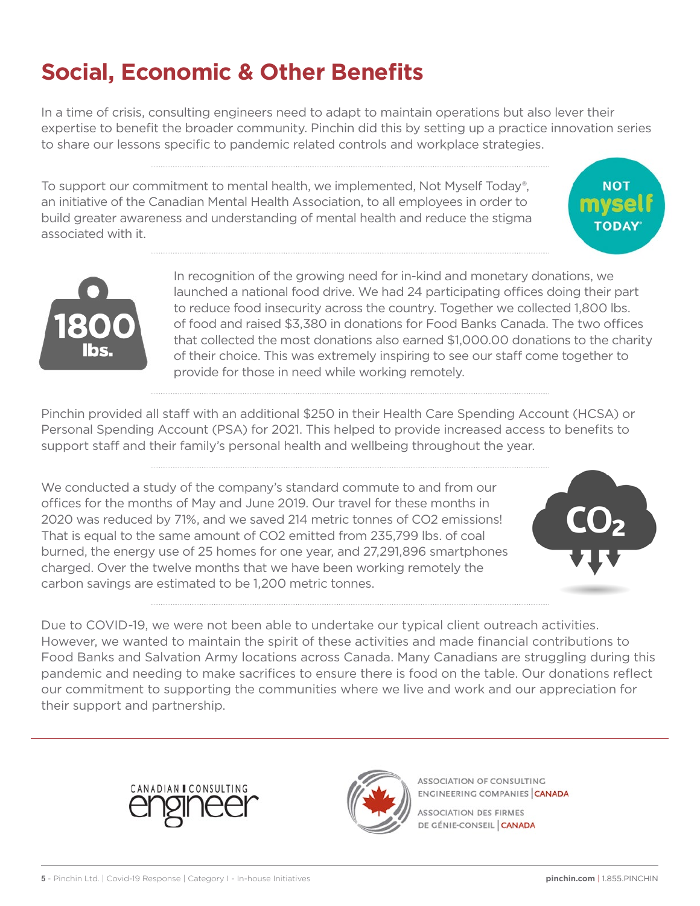# Social, Economic & Other Benefits

In a time of crisis, consulting engineers need to adapt to maintain operations but also lever their expertise to benefit the broader community. Pinchin did this by setting up a practice innovation series to share our lessons specific to pandemic related controls and workplace strategies.

To support our commitment to mental health, we implemented, Not Myself Today®, an initiative of the Canadian Mental Health Association, to all employees in order to build greater awareness and understanding of mental health and reduce the stigma associated with it.

In recognition of the growing need for in-kind and monetary donations, we launched a national food drive. We had 24 participating offices doing their part to reduce food insecurity across the country. Together we collected 1,800 lbs. of food and raised $3,380 in donations for Food Banks Canada. The two offices that collected the most donations also earned $1,000.00 donations to the charity of their choice. This was extremely inspiring to see our staff come together to provide for those in need while working remotely.

Pinchin provided all staff with an additional $250 in their Health Care Spending Account (HCSA) or Personal Spending Account (PSA) for 2021. This helped to provide increased access to benefits to support staff and their family's personal health and wellbeing throughout the year.

We conducted a study of the company's standard commute to and from our offices for the months of May and June 2019. Our travel for these months in 2020 was reduced by 71%, and we saved 214 metric tonnes of CO2 emissions! That is equal to the same amount of CO2 emitted from 235,799 lbs. of coal burned, the energy use of 25 homes for one year, and 27,291,896 smartphones charged. Over the twelve months that we have been working remotely the carbon savings are estimated to be 1,200 metric tonnes.

Due to COVID-19, we were not been able to undertake our typical client outreach activities. However, we wanted to maintain the spirit of these activities and made financial contributions to Food Banks and Salvation Army locations across Canada. Many Canadians are struggling during this pandemic and needing to make sacrifices to ensure there is food on the table. Our donations reflect our commitment to supporting the communities where we live and work and our appreciation for their support and partnership.